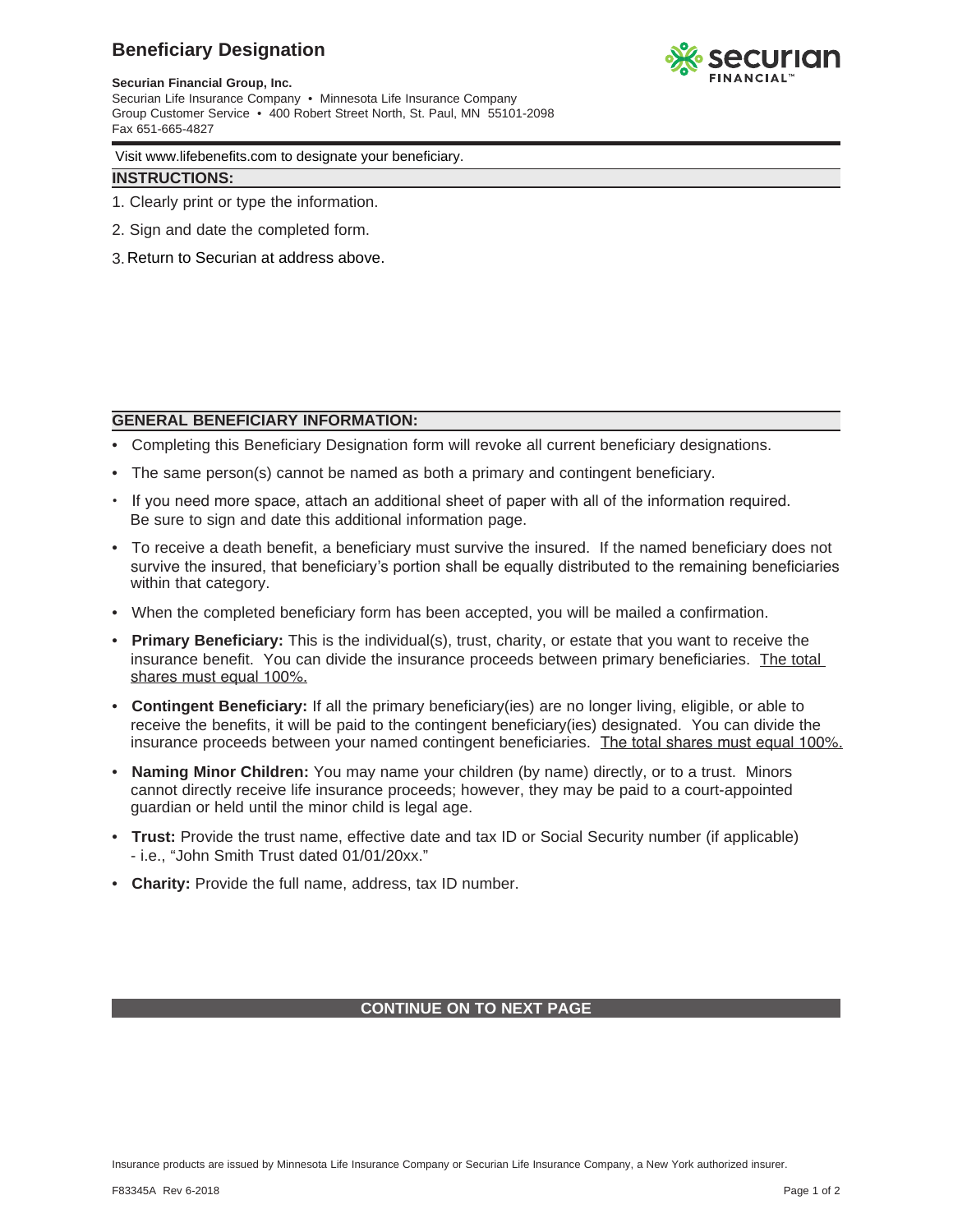# Beneficiary Designation

**Securian Financial Group, Inc.**
Securian Life Insurance Company • Minnesota Life Insurance Company
Group Customer Service • 400 Robert Street North, St. Paul, MN 55101-2098
Fax 651-665-4827

Visit www.lifebenefits.com to designate your beneficiary.

## INSTRUCTIONS:

1. Clearly print or type the information.
2. Sign and date the completed form.
3. Return to Securian at address above.

## GENERAL BENEFICIARY INFORMATION:

- Completing this Beneficiary Designation form will revoke all current beneficiary designations.
- The same person(s) cannot be named as both a primary and contingent beneficiary.
- If you need more space, attach an additional sheet of paper with all of the information required. Be sure to sign and date this additional information page.
- To receive a death benefit, a beneficiary must survive the insured. If the named beneficiary does not survive the insured, that beneficiary's portion shall be equally distributed to the remaining beneficiaries within that category.
- When the completed beneficiary form has been accepted, you will be mailed a confirmation.
- **Primary Beneficiary:** This is the individual(s), trust, charity, or estate that you want to receive the insurance benefit. You can divide the insurance proceeds between primary beneficiaries. The total shares must equal 100%.
- **Contingent Beneficiary:** If all the primary beneficiary(ies) are no longer living, eligible, or able to receive the benefits, it will be paid to the contingent beneficiary(ies) designated. You can divide the insurance proceeds between your named contingent beneficiaries. The total shares must equal 100%.
- **Naming Minor Children:** You may name your children (by name) directly, or to a trust. Minors cannot directly receive life insurance proceeds; however, they may be paid to a court-appointed guardian or held until the minor child is legal age.
- **Trust:** Provide the trust name, effective date and tax ID or Social Security number (if applicable) - i.e., "John Smith Trust dated 01/01/20xx."
- **Charity:** Provide the full name, address, tax ID number.

**CONTINUE ON TO NEXT PAGE**

Insurance products are issued by Minnesota Life Insurance Company or Securian Life Insurance Company, a New York authorized insurer.

F83345A Rev 6-2018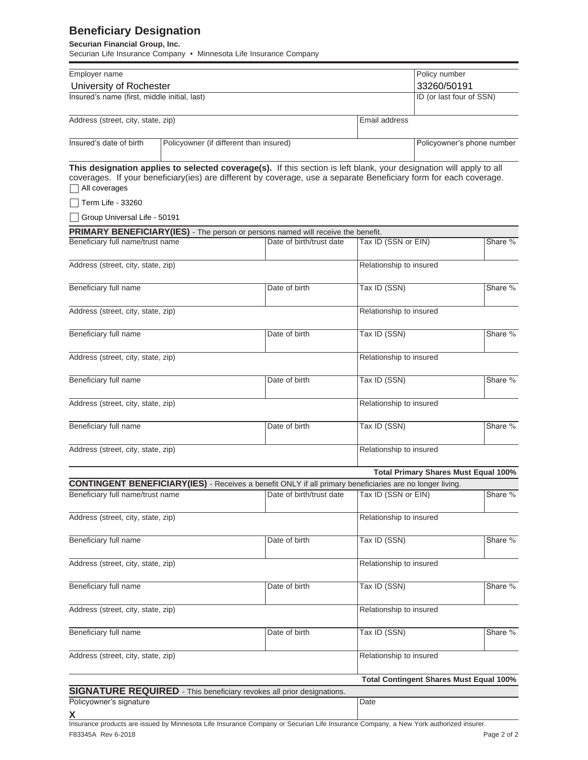# Beneficiary Designation

**Securian Financial Group, Inc.**

Securian Life Insurance Company • Minnesota Life Insurance Company

| | | | |
|---|---|---|---|
| Employer name<br>University of Rochester | | | Policy number<br>33260/50191 |
| Insured's name (first, middle initial, last) | | | ID (or last four of SSN) |
| Address (street, city, state, zip) | | Email address | |
| Insured's date of birth | Policyowner (if different than insured) | | Policyowner's phone number |

**This designation applies to selected coverage(s).** If this section is left blank, your designation will apply to all coverages. If your beneficiary(ies) are different by coverage, use a separate Beneficiary form for each coverage.

- ☐ All coverages
- ☐ Term Life - 33260
- ☐ Group Universal Life - 50191

**PRIMARY BENEFICIARY(IES)** - The person or persons named will receive the benefit.

| | | | |
|---|---|---|---|
| Beneficiary full name/trust name | Date of birth/trust date | Tax ID (SSN or EIN) | Share % |
| Address (street, city, state, zip) | | Relationship to insured | |
| Beneficiary full name | Date of birth | Tax ID (SSN) | Share % |
| Address (street, city, state, zip) | | Relationship to insured | |
| Beneficiary full name | Date of birth | Tax ID (SSN) | Share % |
| Address (street, city, state, zip) | | Relationship to insured | |
| Beneficiary full name | Date of birth | Tax ID (SSN) | Share % |
| Address (street, city, state, zip) | | Relationship to insured | |
| Beneficiary full name | Date of birth | Tax ID (SSN) | Share % |
| Address (street, city, state, zip) | | Relationship to insured | |

**Total Primary Shares Must Equal 100%**

**CONTINGENT BENEFICIARY(IES)** - Receives a benefit ONLY if all primary beneficiaries are no longer living.

| | | | |
|---|---|---|---|
| Beneficiary full name/trust name | Date of birth/trust date | Tax ID (SSN or EIN) | Share % |
| Address (street, city, state, zip) | | Relationship to insured | |
| Beneficiary full name | Date of birth | Tax ID (SSN) | Share % |
| Address (street, city, state, zip) | | Relationship to insured | |
| Beneficiary full name | Date of birth | Tax ID (SSN) | Share % |
| Address (street, city, state, zip) | | Relationship to insured | |
| Beneficiary full name | Date of birth | Tax ID (SSN) | Share % |
| Address (street, city, state, zip) | | Relationship to insured | |

**Total Contingent Shares Must Equal 100%**

**SIGNATURE REQUIRED** - This beneficiary revokes all prior designations.

| | |
|---|---|
| Policyowner's signature<br>**X** | Date |

Insurance products are issued by Minnesota Life Insurance Company or Securian Life Insurance Company, a New York authorized insurer.

F83345A Rev 6-2018